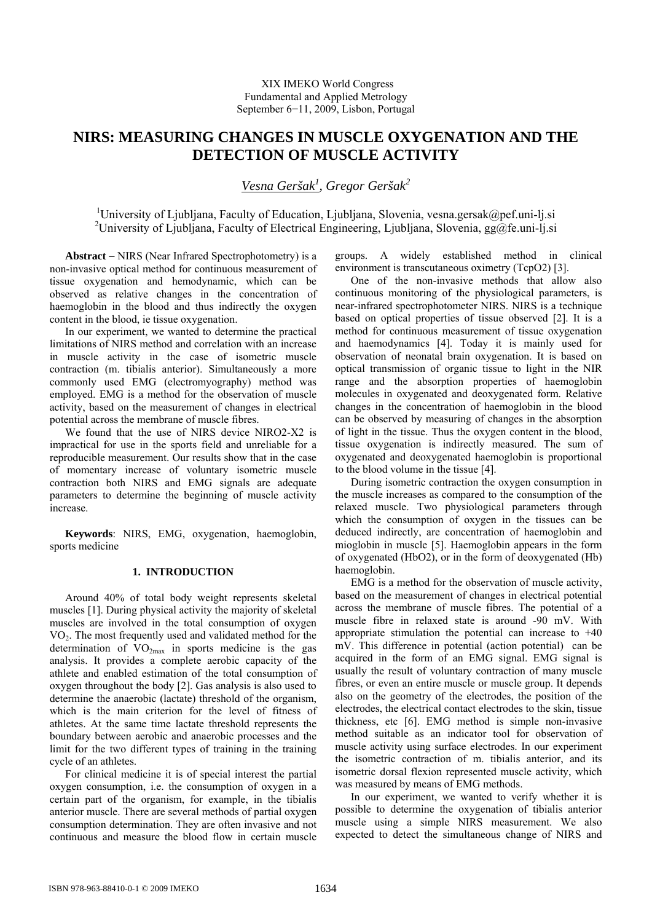XIX IMEKO World Congress
Fundamental and Applied Metrology
September 6−11, 2009, Lisbon, Portugal

# NIRS: MEASURING CHANGES IN MUSCLE OXYGENATION AND THE DETECTION OF MUSCLE ACTIVITY

*Vesna Geršak*[1], *Gregor Geršak*[2]

[1]University of Ljubljana, Faculty of Education, Ljubljana, Slovenia, vesna.gersak@pef.uni-lj.si
[2]University of Ljubljana, Faculty of Electrical Engineering, Ljubljana, Slovenia, gg@fe.uni-lj.si

**Abstract** – NIRS (Near Infrared Spectrophotometry) is a non-invasive optical method for continuous measurement of tissue oxygenation and hemodynamic, which can be observed as relative changes in the concentration of haemoglobin in the blood and thus indirectly the oxygen content in the blood, ie tissue oxygenation.

In our experiment, we wanted to determine the practical limitations of NIRS method and correlation with an increase in muscle activity in the case of isometric muscle contraction (m. tibialis anterior). Simultaneously a more commonly used EMG (electromyography) method was employed. EMG is a method for the observation of muscle activity, based on the measurement of changes in electrical potential across the membrane of muscle fibres.

We found that the use of NIRS device NIRO2-X2 is impractical for use in the sports field and unreliable for a reproducible measurement. Our results show that in the case of momentary increase of voluntary isometric muscle contraction both NIRS and EMG signals are adequate parameters to determine the beginning of muscle activity increase.

**Keywords**: NIRS, EMG, oxygenation, haemoglobin, sports medicine

## 1. INTRODUCTION

Around 40% of total body weight represents skeletal muscles [1]. During physical activity the majority of skeletal muscles are involved in the total consumption of oxygen $VO_2$. The most frequently used and validated method for the determination of $VO_{2max}$ in sports medicine is the gas analysis. It provides a complete aerobic capacity of the athlete and enabled estimation of the total consumption of oxygen throughout the body [2]. Gas analysis is also used to determine the anaerobic (lactate) threshold of the organism, which is the main criterion for the level of fitness of athletes. At the same time lactate threshold represents the boundary between aerobic and anaerobic processes and the limit for the two different types of training in the training cycle of an athletes.

For clinical medicine it is of special interest the partial oxygen consumption, i.e. the consumption of oxygen in a certain part of the organism, for example, in the tibialis anterior muscle. There are several methods of partial oxygen consumption determination. They are often invasive and not continuous and measure the blood flow in certain muscle groups. A widely established method in clinical environment is transcutaneous oximetry (TcpO2) [3].

One of the non-invasive methods that allow also continuous monitoring of the physiological parameters, is near-infrared spectrophotometer NIRS. NIRS is a technique based on optical properties of tissue observed [2]. It is a method for continuous measurement of tissue oxygenation and haemodynamics [4]. Today it is mainly used for observation of neonatal brain oxygenation. It is based on optical transmission of organic tissue to light in the NIR range and the absorption properties of haemoglobin molecules in oxygenated and deoxygenated form. Relative changes in the concentration of haemoglobin in the blood can be observed by measuring of changes in the absorption of light in the tissue. Thus the oxygen content in the blood, tissue oxygenation is indirectly measured. The sum of oxygenated and deoxygenated haemoglobin is proportional to the blood volume in the tissue [4].

During isometric contraction the oxygen consumption in the muscle increases as compared to the consumption of the relaxed muscle. Two physiological parameters through which the consumption of oxygen in the tissues can be deduced indirectly, are concentration of haemoglobin and mioglobin in muscle [5]. Haemoglobin appears in the form of oxygenated (HbO2), or in the form of deoxygenated (Hb) haemoglobin.

EMG is a method for the observation of muscle activity, based on the measurement of changes in electrical potential across the membrane of muscle fibres. The potential of a muscle fibre in relaxed state is around -90 mV. With appropriate stimulation the potential can increase to +40 mV. This difference in potential (action potential) can be acquired in the form of an EMG signal. EMG signal is usually the result of voluntary contraction of many muscle fibres, or even an entire muscle or muscle group. It depends also on the geometry of the electrodes, the position of the electrodes, the electrical contact electrodes to the skin, tissue thickness, etc [6]. EMG method is simple non-invasive method suitable as an indicator tool for observation of muscle activity using surface electrodes. In our experiment the isometric contraction of m. tibialis anterior, and its isometric dorsal flexion represented muscle activity, which was measured by means of EMG methods.

In our experiment, we wanted to verify whether it is possible to determine the oxygenation of tibialis anterior muscle using a simple NIRS measurement. We also expected to detect the simultaneous change of NIRS and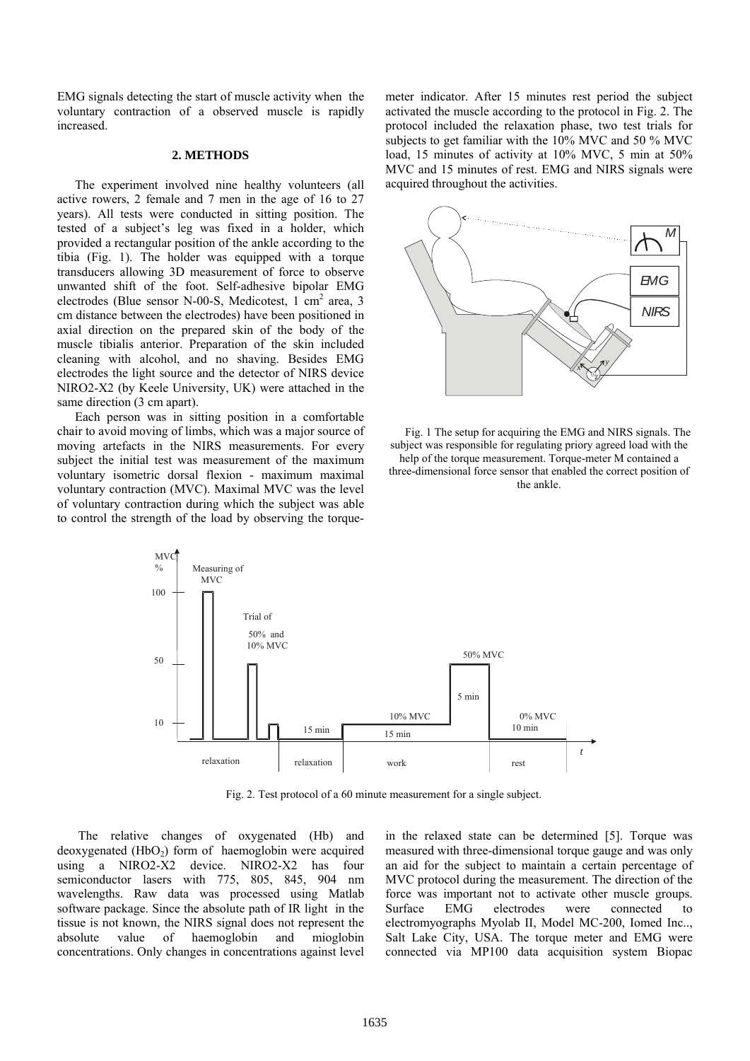EMG signals detecting the start of muscle activity when the voluntary contraction of a observed muscle is rapidly increased.

## 2. METHODS

The experiment involved nine healthy volunteers (all active rowers, 2 female and 7 men in the age of 16 to 27 years). All tests were conducted in sitting position. The tested of a subject's leg was fixed in a holder, which provided a rectangular position of the ankle according to the tibia (Fig. 1). The holder was equipped with a torque transducers allowing 3D measurement of force to observe unwanted shift of the foot. Self-adhesive bipolar EMG electrodes (Blue sensor N-00-S, Medicotest, 1 cm$^2$ area, 3 cm distance between the electrodes) have been positioned in axial direction on the prepared skin of the body of the muscle tibialis anterior. Preparation of the skin included cleaning with alcohol, and no shaving. Besides EMG electrodes the light source and the detector of NIRS device NIRO2-X2 (by Keele University, UK) were attached in the same direction (3 cm apart).

Each person was in sitting position in a comfortable chair to avoid moving of limbs, which was a major source of moving artefacts in the NIRS measurements. For every subject the initial test was measurement of the maximum voluntary isometric dorsal flexion - maximum maximal voluntary contraction (MVC). Maximal MVC was the level of voluntary contraction during which the subject was able to control the strength of the load by observing the torque-meter indicator. After 15 minutes rest period the subject activated the muscle according to the protocol in Fig. 2. The protocol included the relaxation phase, two test trials for subjects to get familiar with the 10% MVC and 50 % MVC load, 15 minutes of activity at 10% MVC, 5 min at 50% MVC and 15 minutes of rest. EMG and NIRS signals were acquired throughout the activities.

Fig. 1 The setup for acquiring the EMG and NIRS signals. The subject was responsible for regulating priory agreed load with the help of the torque measurement. Torque-meter M contained a three-dimensional force sensor that enabled the correct position of the ankle.

Fig. 2. Test protocol of a 60 minute measurement for a single subject.

The relative changes of oxygenated (Hb) and deoxygenated ($HbO_2$) form of haemoglobin were acquired using a NIRO2-X2 device. NIRO2-X2 has four semiconductor lasers with 775, 805, 845, 904 nm wavelengths. Raw data was processed using Matlab software package. Since the absolute path of IR light in the tissue is not known, the NIRS signal does not represent the absolute value of haemoglobin and mioglobin concentrations. Only changes in concentrations against level in the relaxed state can be determined [5]. Torque was measured with three-dimensional torque gauge and was only an aid for the subject to maintain a certain percentage of MVC protocol during the measurement. The direction of the force was important not to activate other muscle groups. Surface EMG electrodes were connected to electromyographs Myolab II, Model MC-200, Iomed Inc.., Salt Lake City, USA. The torque meter and EMG were connected via MP100 data acquisition system Biopac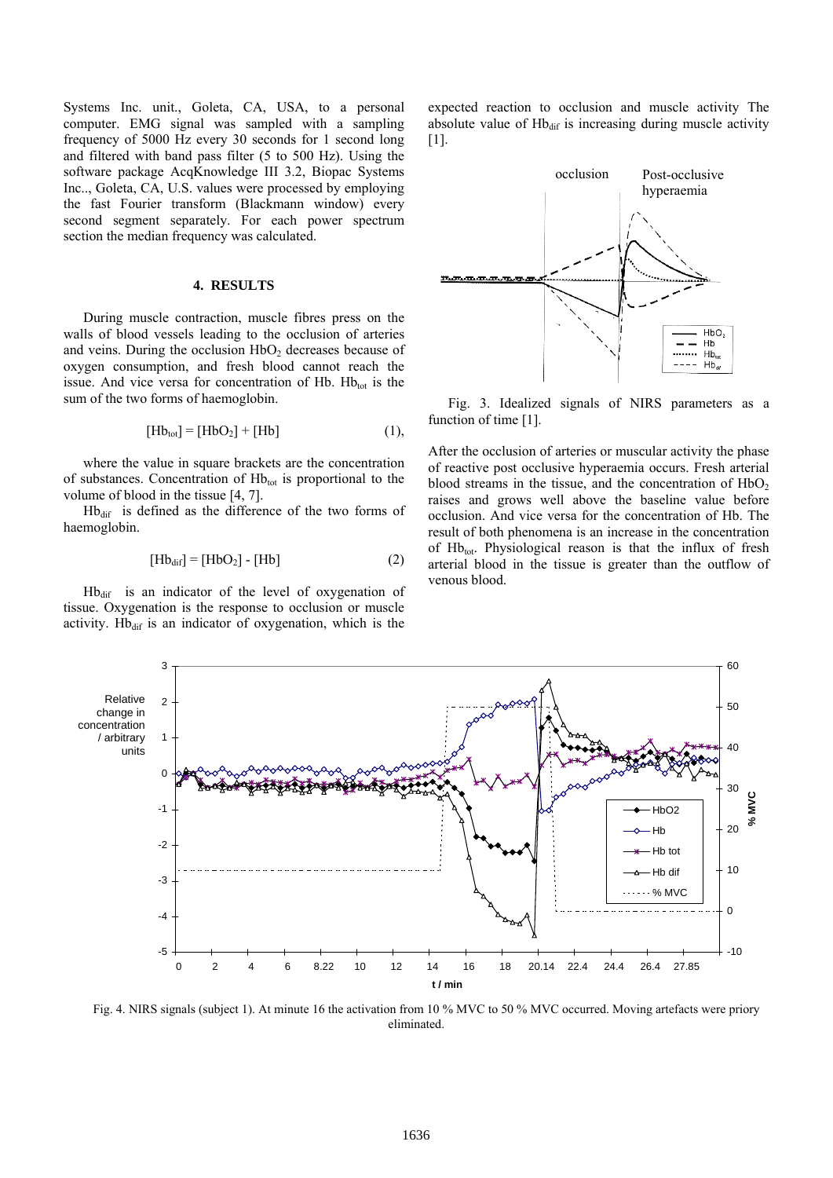Systems Inc. unit., Goleta, CA, USA, to a personal computer. EMG signal was sampled with a sampling frequency of 5000 Hz every 30 seconds for 1 second long and filtered with band pass filter (5 to 500 Hz). Using the software package AcqKnowledge III 3.2, Biopac Systems Inc.., Goleta, CA, U.S. values were processed by employing the fast Fourier transform (Blackmann window) every second segment separately. For each power spectrum section the median frequency was calculated.

## 4. RESULTS

During muscle contraction, muscle fibres press on the walls of blood vessels leading to the occlusion of arteries and veins. During the occlusion $HbO_2$ decreases because of oxygen consumption, and fresh blood cannot reach the issue. And vice versa for concentration of Hb. $Hb_{tot}$ is the sum of the two forms of haemoglobin.

$$[Hb_{tot}] = [HbO_2] + [Hb] \quad (1),$$

where the value in square brackets are the concentration of substances. Concentration of $Hb_{tot}$ is proportional to the volume of blood in the tissue [4, 7].

$Hb_{dif}$ is defined as the difference of the two forms of haemoglobin.

$$[Hb_{dif}] = [HbO_2] - [Hb] \quad (2)$$

$Hb_{dif}$ is an indicator of the level of oxygenation of tissue. Oxygenation is the response to occlusion or muscle activity. $Hb_{dif}$ is an indicator of oxygenation, which is the expected reaction to occlusion and muscle activity The absolute value of $Hb_{dif}$ is increasing during muscle activity [1].

Fig. 3. Idealized signals of NIRS parameters as a function of time [1].

After the occlusion of arteries or muscular activity the phase of reactive post occlusive hyperaemia occurs. Fresh arterial blood streams in the tissue, and the concentration of $HbO_2$ raises and grows well above the baseline value before occlusion. And vice versa for the concentration of Hb. The result of both phenomena is an increase in the concentration of $Hb_{tot}$. Physiological reason is that the influx of fresh arterial blood in the tissue is greater than the outflow of venous blood.

Fig. 4. NIRS signals (subject 1). At minute 16 the activation from 10 % MVC to 50 % MVC occurred. Moving artefacts were priory eliminated.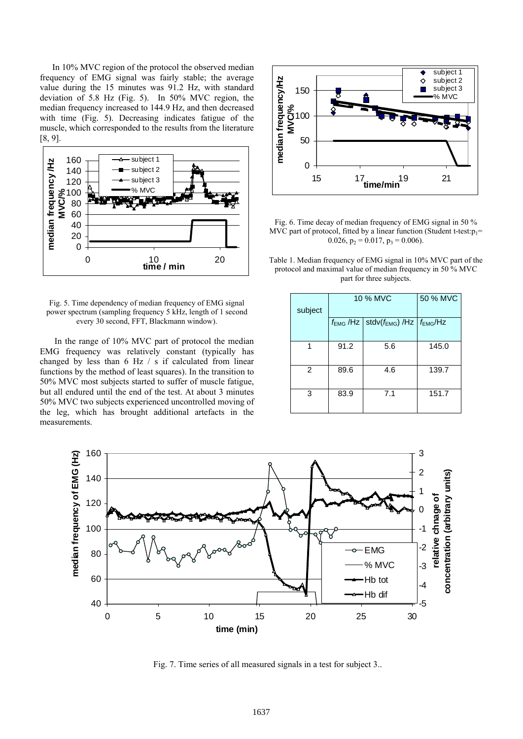In 10% MVC region of the protocol the observed median frequency of EMG signal was fairly stable; the average value during the 15 minutes was 91.2 Hz, with standard deviation of 5.8 Hz (Fig. 5). In 50% MVC region, the median frequency increased to 144.9 Hz, and then decreased with time (Fig. 5). Decreasing indicates fatigue of the muscle, which corresponded to the results from the literature [8, 9].

Fig. 5. Time dependency of median frequency of EMG signal power spectrum (sampling frequency 5 kHz, length of 1 second every 30 second, FFT, Blackmann window).

In the range of 10% MVC part of protocol the median EMG frequency was relatively constant (typically has changed by less than 6 Hz / s if calculated from linear functions by the method of least squares). In the transition to 50% MVC most subjects started to suffer of muscle fatigue, but all endured until the end of the test. At about 3 minutes 50% MVC two subjects experienced uncontrolled moving of the leg, which has brought additional artefacts in the measurements.

Fig. 6. Time decay of median frequency of EMG signal in 50 % MVC part of protocol, fitted by a linear function (Student t-test: $p_1 = 0.026$, $p_2 = 0.017$, $p_3 = 0.006$).

Table 1. Median frequency of EMG signal in 10% MVC part of the protocol and maximal value of median frequency in 50 % MVC part for three subjects.

| subject | 10 % MVC | | 50 % MVC |
|---|---|---|---|
| | $f_{EMG}$ /Hz | stdv($f_{EMG}$) /Hz | $f_{EMG}$/Hz |
| 1 | 91.2 | 5.6 | 145.0 |
| 2 | 89.6 | 4.6 | 139.7 |
| 3 | 83.9 | 7.1 | 151.7 |

Fig. 7. Time series of all measured signals in a test for subject 3..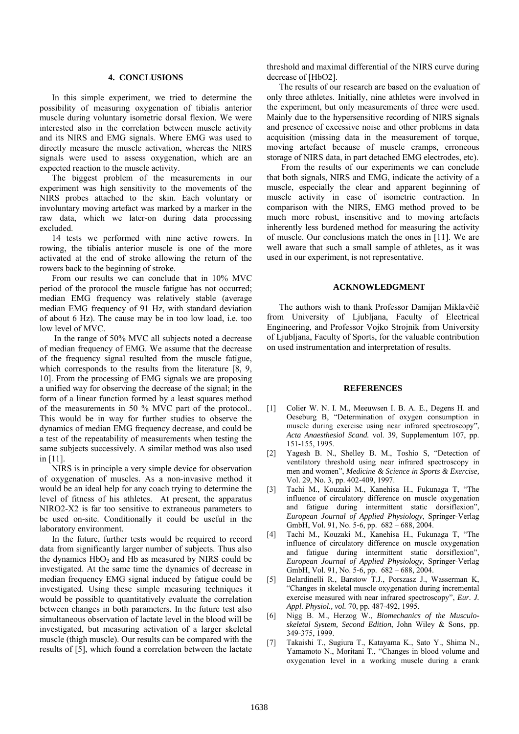## 4. CONCLUSIONS

In this simple experiment, we tried to determine the possibility of measuring oxygenation of tibialis anterior muscle during voluntary isometric dorsal flexion. We were interested also in the correlation between muscle activity and its NIRS and EMG signals. Where EMG was used to directly measure the muscle activation, whereas the NIRS signals were used to assess oxygenation, which are an expected reaction to the muscle activity.

The biggest problem of the measurements in our experiment was high sensitivity to the movements of the NIRS probes attached to the skin. Each voluntary or involuntary moving artefact was marked by a marker in the raw data, which we later-on during data processing excluded.

14 tests we performed with nine active rowers. In rowing, the tibialis anterior muscle is one of the more activated at the end of stroke allowing the return of the rowers back to the beginning of stroke.

From our results we can conclude that in 10% MVC period of the protocol the muscle fatigue has not occurred; median EMG frequency was relatively stable (average median EMG frequency of 91 Hz, with standard deviation of about 6 Hz). The cause may be in too low load, i.e. too low level of MVC.

In the range of 50% MVC all subjects noted a decrease of median frequency of EMG. We assume that the decrease of the frequency signal resulted from the muscle fatigue, which corresponds to the results from the literature [8, 9, 10]. From the processing of EMG signals we are proposing a unified way for observing the decrease of the signal; in the form of a linear function formed by a least squares method of the measurements in 50 % MVC part of the protocol.. This would be in way for further studies to observe the dynamics of median EMG frequency decrease, and could be a test of the repeatability of measurements when testing the same subjects successively. A similar method was also used in [11].

NIRS is in principle a very simple device for observation of oxygenation of muscles. As a non-invasive method it would be an ideal help for any coach trying to determine the level of fitness of his athletes. At present, the apparatus NIRO2-X2 is far too sensitive to extraneous parameters to be used on-site. Conditionally it could be useful in the laboratory environment.

In the future, further tests would be required to record data from significantly larger number of subjects. Thus also the dynamics $HbO_2$ and Hb as measured by NIRS could be investigated. At the same time the dynamics of decrease in median frequency EMG signal induced by fatigue could be investigated. Using these simple measuring techniques it would be possible to quantitatively evaluate the correlation between changes in both parameters. In the future test also simultaneous observation of lactate level in the blood will be investigated, but measuring activation of a larger skeletal muscle (thigh muscle). Our results can be compared with the results of [5], which found a correlation between the lactate threshold and maximal differential of the NIRS curve during decrease of [HbO2].

The results of our research are based on the evaluation of only three athletes. Initially, nine athletes were involved in the experiment, but only measurements of three were used. Mainly due to the hypersensitive recording of NIRS signals and presence of excessive noise and other problems in data acquisition (missing data in the measurement of torque, moving artefact because of muscle cramps, erroneous storage of NIRS data, in part detached EMG electrodes, etc).

From the results of our experiments we can conclude that both signals, NIRS and EMG, indicate the activity of a muscle, especially the clear and apparent beginning of muscle activity in case of isometric contraction. In comparison with the NIRS, EMG method proved to be much more robust, insensitive and to moving artefacts inherently less burdened method for measuring the activity of muscle. Our conclusions match the ones in [11]. We are well aware that such a small sample of athletes, as it was used in our experiment, is not representative.

## ACKNOWLEDGMENT

The authors wish to thank Professor Damijan Miklavčič from University of Ljubljana, Faculty of Electrical Engineering, and Professor Vojko Strojnik from University of Ljubljana, Faculty of Sports, for the valuable contribution on used instrumentation and interpretation of results.

## REFERENCES

[1] Colier W. N. I. M., Meeuwsen I. B. A. E., Degens H. and Oeseburg B, "Determination of oxygen consumption in muscle during exercise using near infrared spectroscopy", *Acta Anaesthesiol Scand.* vol. 39, Supplementum 107, pp. 151-155, 1995.

[2] Yagesh B. N., Shelley B. M., Toshio S, "Detection of ventilatory threshold using near infrared spectroscopy in men and women", *Medicine & Science in Sports & Exercise,* Vol. 29, No. 3, pp. 402-409, 1997.

[3] Tachi M., Kouzaki M., Kanehisa H., Fukunaga T, "The influence of circulatory difference on muscle oxygenation and fatigue during intermittent static dorsiflexion", *European Journal of Applied Physiology*, Springer-Verlag GmbH, Vol. 91, No. 5-6, pp. 682 – 688, 2004.

[4] Tachi M., Kouzaki M., Kanehisa H., Fukunaga T, "The influence of circulatory difference on muscle oxygenation and fatigue during intermittent static dorsiflexion", *European Journal of Applied Physiology*, Springer-Verlag GmbH, Vol. 91, No. 5-6, pp. 682 – 688, 2004.

[5] Belardinelli R., Barstow T.J., Porszasz J., Wasserman K, "Changes in skeletal muscle oxygenation during incremental exercise measured with near infrared spectroscopy", *Eur. J. Appl. Physiol., vol.* 70, pp. 487-492, 1995.

[6] Nigg B. M., Herzog W., *Biomechanics of the Musculo-skeletal System, Second Edition*, John Wiley & Sons, pp. 349-375, 1999.

[7] Takaishi T., Sugiura T., Katayama K., Sato Y., Shima N., Yamamoto N., Moritani T., "Changes in blood volume and oxygenation level in a working muscle during a crank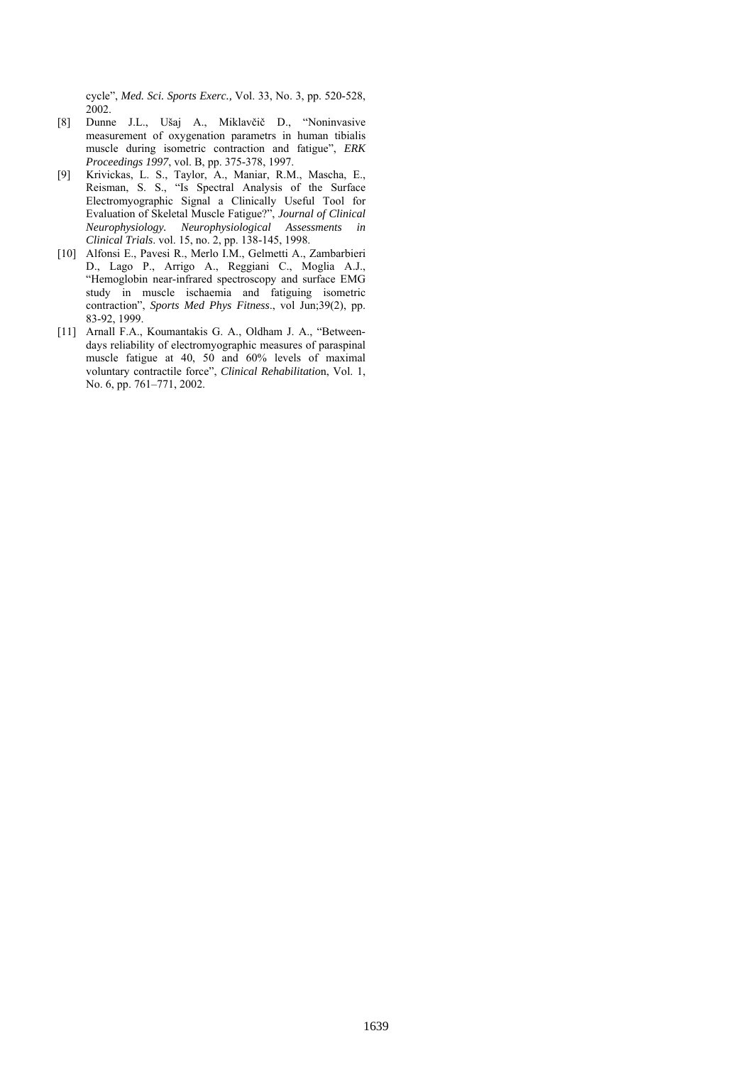cycle", *Med. Sci. Sports Exerc.,* Vol. 33, No. 3, pp. 520-528, 2002.

[8] Dunne J.L., Ušaj A., Miklavčič D., "Noninvasive measurement of oxygenation parametrs in human tibialis muscle during isometric contraction and fatigue", *ERK Proceedings 1997*, vol. B, pp. 375-378, 1997.

[9] Krivickas, L. S., Taylor, A., Maniar, R.M., Mascha, E., Reisman, S. S., "Is Spectral Analysis of the Surface Electromyographic Signal a Clinically Useful Tool for Evaluation of Skeletal Muscle Fatigue?", *Journal of Clinical Neurophysiology. Neurophysiological Assessments in Clinical Trials*. vol. 15, no. 2, pp. 138-145, 1998.

[10] Alfonsi E., Pavesi R., Merlo I.M., Gelmetti A., Zambarbieri D., Lago P., Arrigo A., Reggiani C., Moglia A.J., "Hemoglobin near-infrared spectroscopy and surface EMG study in muscle ischaemia and fatiguing isometric contraction", *Sports Med Phys Fitness*., vol Jun;39(2), pp. 83-92, 1999.

[11] Arnall F.A., Koumantakis G. A., Oldham J. A., "Between-days reliability of electromyographic measures of paraspinal muscle fatigue at 40, 50 and 60% levels of maximal voluntary contractile force", *Clinical Rehabilitatio*n, Vol. 1, No. 6, pp. 761–771, 2002.